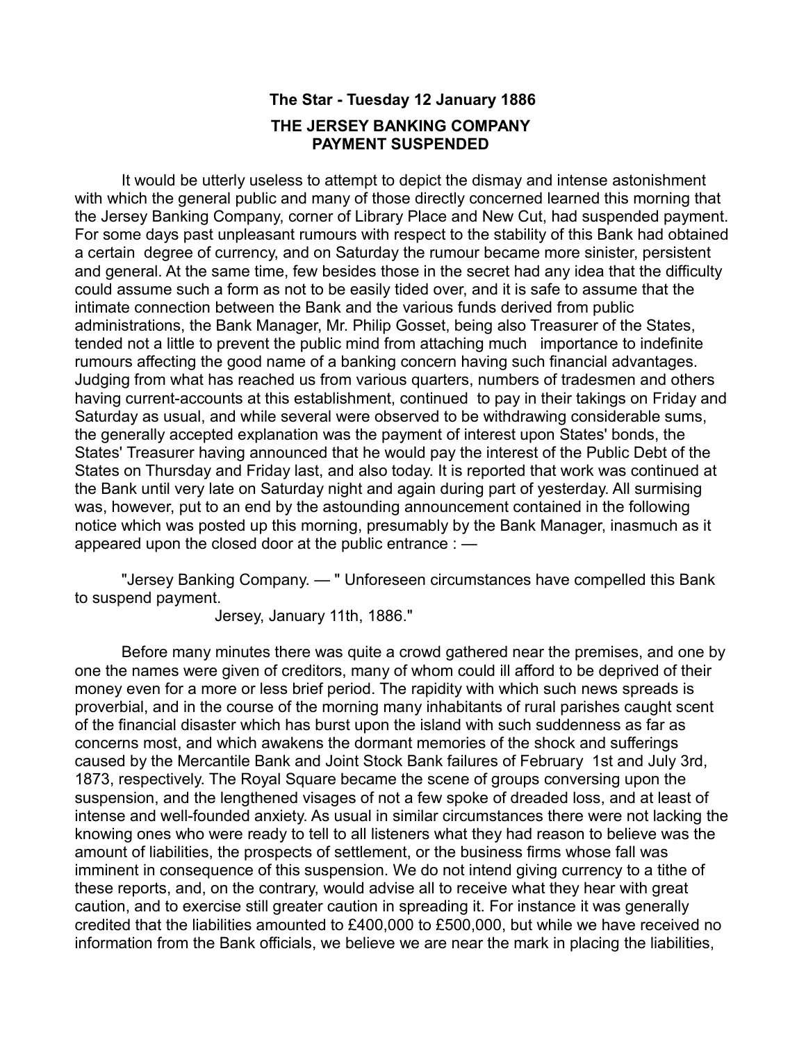**The Star - Tuesday 12 January 1886**

**THE JERSEY BANKING COMPANY**
**PAYMENT SUSPENDED**

It would be utterly useless to attempt to depict the dismay and intense astonishment with which the general public and many of those directly concerned learned this morning that the Jersey Banking Company, corner of Library Place and New Cut, had suspended payment. For some days past unpleasant rumours with respect to the stability of this Bank had obtained a certain degree of currency, and on Saturday the rumour became more sinister, persistent and general. At the same time, few besides those in the secret had any idea that the difficulty could assume such a form as not to be easily tided over, and it is safe to assume that the intimate connection between the Bank and the various funds derived from public administrations, the Bank Manager, Mr. Philip Gosset, being also Treasurer of the States, tended not a little to prevent the public mind from attaching much importance to indefinite rumours affecting the good name of a banking concern having such financial advantages. Judging from what has reached us from various quarters, numbers of tradesmen and others having current-accounts at this establishment, continued to pay in their takings on Friday and Saturday as usual, and while several were observed to be withdrawing considerable sums, the generally accepted explanation was the payment of interest upon States' bonds, the States' Treasurer having announced that he would pay the interest of the Public Debt of the States on Thursday and Friday last, and also today. It is reported that work was continued at the Bank until very late on Saturday night and again during part of yesterday. All surmising was, however, put to an end by the astounding announcement contained in the following notice which was posted up this morning, presumably by the Bank Manager, inasmuch as it appeared upon the closed door at the public entrance : —

"Jersey Banking Company. — " Unforeseen circumstances have compelled this Bank to suspend payment.
Jersey, January 11th, 1886."

Before many minutes there was quite a crowd gathered near the premises, and one by one the names were given of creditors, many of whom could ill afford to be deprived of their money even for a more or less brief period. The rapidity with which such news spreads is proverbial, and in the course of the morning many inhabitants of rural parishes caught scent of the financial disaster which has burst upon the island with such suddenness as far as concerns most, and which awakens the dormant memories of the shock and sufferings caused by the Mercantile Bank and Joint Stock Bank failures of February 1st and July 3rd, 1873, respectively. The Royal Square became the scene of groups conversing upon the suspension, and the lengthened visages of not a few spoke of dreaded loss, and at least of intense and well-founded anxiety. As usual in similar circumstances there were not lacking the knowing ones who were ready to tell to all listeners what they had reason to believe was the amount of liabilities, the prospects of settlement, or the business firms whose fall was imminent in consequence of this suspension. We do not intend giving currency to a tithe of these reports, and, on the contrary, would advise all to receive what they hear with great caution, and to exercise still greater caution in spreading it. For instance it was generally credited that the liabilities amounted to £400,000 to £500,000, but while we have received no information from the Bank officials, we believe we are near the mark in placing the liabilities,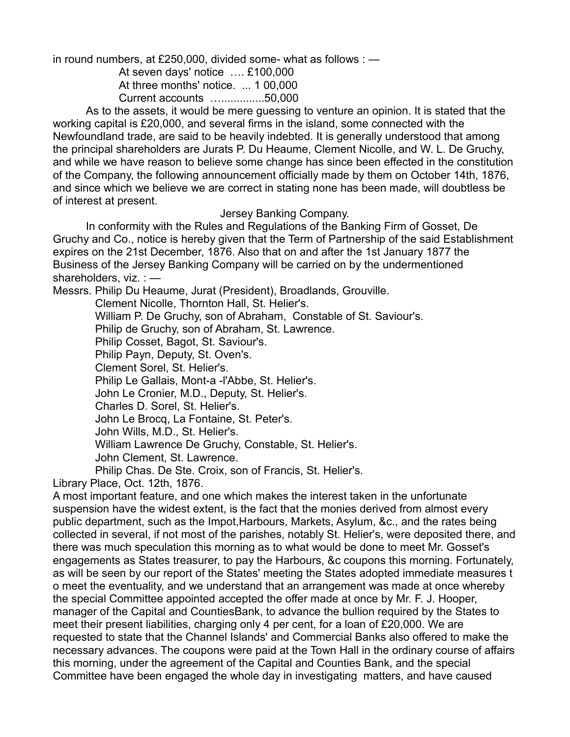in round numbers, at £250,000, divided some- what as follows : —

At seven days' notice …. £100,000
At three months' notice. ... 1 00,000
Current accounts …..............50,000

As to the assets, it would be mere guessing to venture an opinion. It is stated that the working capital is £20,000, and several firms in the island, some connected with the Newfoundland trade, are said to be heavily indebted. It is generally understood that among the principal shareholders are Jurats P. Du Heaume, Clement Nicolle, and W. L. De Gruchy, and while we have reason to believe some change has since been effected in the constitution of the Company, the following announcement officially made by them on October 14th, 1876, and since which we believe we are correct in stating none has been made, will doubtless be of interest at present.

Jersey Banking Company.

In conformity with the Rules and Regulations of the Banking Firm of Gosset, De Gruchy and Co., notice is hereby given that the Term of Partnership of the said Establishment expires on the 21st December, 1876. Also that on and after the 1st January 1877 the Business of the Jersey Banking Company will be carried on by the undermentioned shareholders, viz. : —

Messrs. Philip Du Heaume, Jurat (President), Broadlands, Grouville.
Clement Nicolle, Thornton Hall, St. Helier's.
William P. De Gruchy, son of Abraham, Constable of St. Saviour's.
Philip de Gruchy, son of Abraham, St. Lawrence.
Philip Cosset, Bagot, St. Saviour's.
Philip Payn, Deputy, St. Oven's.
Clement Sorel, St. Helier's.
Philip Le Gallais, Mont-a -l'Abbe, St. Helier's.
John Le Cronier, M.D., Deputy, St. Helier's.
Charles D. Sorel, St. Helier's.
John Le Brocq, La Fontaine, St. Peter's.
John Wills, M.D., St. Helier's.
William Lawrence De Gruchy, Constable, St. Helier's.
John Clement, St. Lawrence.
Philip Chas. De Ste. Croix, son of Francis, St. Helier's.

Library Place, Oct. 12th, 1876.

A most important feature, and one which makes the interest taken in the unfortunate suspension have the widest extent, is the fact that the monies derived from almost every public department, such as the Impot,Harbours, Markets, Asylum, &c., and the rates being collected in several, if not most of the parishes, notably St. Helier's, were deposited there, and there was much speculation this morning as to what would be done to meet Mr. Gosset's engagements as States treasurer, to pay the Harbours, &c coupons this morning. Fortunately, as will be seen by our report of the States' meeting the States adopted immediate measures t o meet the eventuality, and we understand that an arrangement was made at once whereby the special Committee appointed accepted the offer made at once by Mr. F. J. Hooper, manager of the Capital and CountiesBank, to advance the bullion required by the States to meet their present liabilities, charging only 4 per cent, for a loan of £20,000. We are requested to state that the Channel Islands' and Commercial Banks also offered to make the necessary advances. The coupons were paid at the Town Hall in the ordinary course of affairs this morning, under the agreement of the Capital and Counties Bank, and the special Committee have been engaged the whole day in investigating matters, and have caused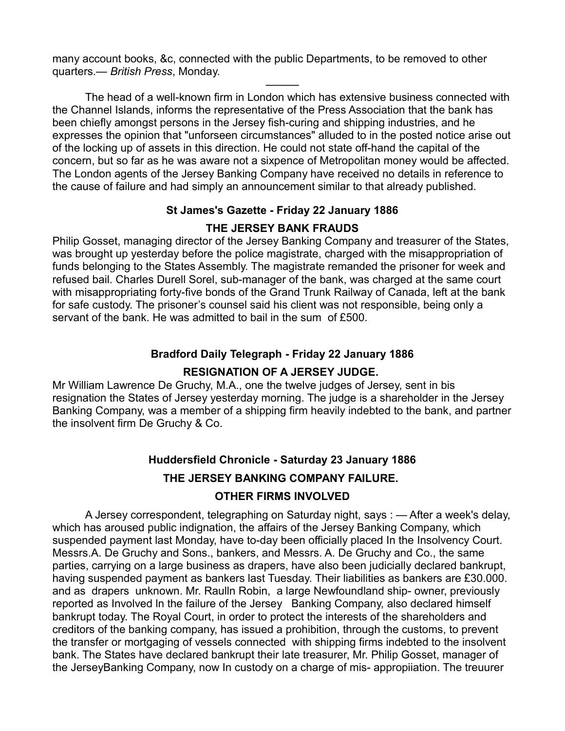many account books, &c, connected with the public Departments, to be removed to other quarters.— *British Press*, Monday.

―――

The head of a well-known firm in London which has extensive business connected with the Channel Islands, informs the representative of the Press Association that the bank has been chiefly amongst persons in the Jersey fish-curing and shipping industries, and he expresses the opinion that "unforseen circumstances" alluded to in the posted notice arise out of the locking up of assets in this direction. He could not state off-hand the capital of the concern, but so far as he was aware not a sixpence of Metropolitan money would be affected. The London agents of the Jersey Banking Company have received no details in reference to the cause of failure and had simply an announcement similar to that already published.

**St James's Gazette - Friday 22 January 1886**

**THE JERSEY BANK FRAUDS**

Philip Gosset, managing director of the Jersey Banking Company and treasurer of the States, was brought up yesterday before the police magistrate, charged with the misappropriation of funds belonging to the States Assembly. The magistrate remanded the prisoner for week and refused bail. Charles Durell Sorel, sub-manager of the bank, was charged at the same court with misappropriating forty-five bonds of the Grand Trunk Railway of Canada, left at the bank for safe custody. The prisoner's counsel said his client was not responsible, being only a servant of the bank. He was admitted to bail in the sum of £500.

**Bradford Daily Telegraph - Friday 22 January 1886**

**RESIGNATION OF A JERSEY JUDGE.**

Mr William Lawrence De Gruchy, M.A., one the twelve judges of Jersey, sent in bis resignation the States of Jersey yesterday morning. The judge is a shareholder in the Jersey Banking Company, was a member of a shipping firm heavily indebted to the bank, and partner the insolvent firm De Gruchy & Co.

**Huddersfield Chronicle - Saturday 23 January 1886**

**THE JERSEY BANKING COMPANY FAILURE.**

**OTHER FIRMS INVOLVED**

A Jersey correspondent, telegraphing on Saturday night, says : — After a week's delay, which has aroused public indignation, the affairs of the Jersey Banking Company, which suspended payment last Monday, have to-day been officially placed In the Insolvency Court. Messrs.A. De Gruchy and Sons., bankers, and Messrs. A. De Gruchy and Co., the same parties, carrying on a large business as drapers, have also been judicially declared bankrupt, having suspended payment as bankers last Tuesday. Their liabilities as bankers are £30.000. and as drapers unknown. Mr. Raulln Robin, a large Newfoundland ship- owner, previously reported as Involved In the failure of the Jersey Banking Company, also declared himself bankrupt today. The Royal Court, in order to protect the interests of the shareholders and creditors of the banking company, has issued a prohibition, through the customs, to prevent the transfer or mortgaging of vessels connected with shipping firms indebted to the insolvent bank. The States have declared bankrupt their late treasurer, Mr. Philip Gosset, manager of the JerseyBanking Company, now In custody on a charge of mis- appropiiation. The treuurer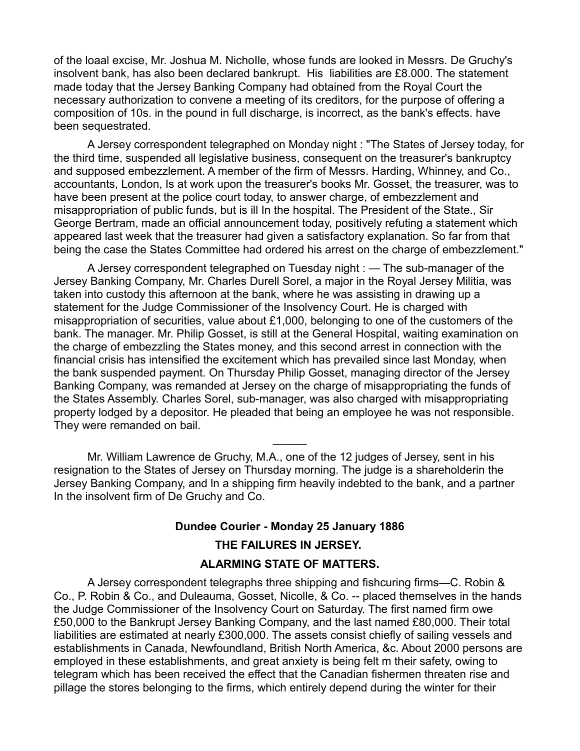of the loaal excise, Mr. Joshua M. Nicholle, whose funds are looked in Messrs. De Gruchy's insolvent bank, has also been declared bankrupt. His liabilities are £8.000. The statement made today that the Jersey Banking Company had obtained from the Royal Court the necessary authorization to convene a meeting of its creditors, for the purpose of offering a composition of 10s. in the pound in full discharge, is incorrect, as the bank's effects. have been sequestrated.

A Jersey correspondent telegraphed on Monday night : "The States of Jersey today, for the third time, suspended all legislative business, consequent on the treasurer's bankruptcy and supposed embezzlement. A member of the firm of Messrs. Harding, Whinney, and Co., accountants, London, Is at work upon the treasurer's books Mr. Gosset, the treasurer, was to have been present at the police court today, to answer charge, of embezzlement and misappropriation of public funds, but is ill In the hospital. The President of the State., Sir George Bertram, made an official announcement today, positively refuting a statement which appeared last week that the treasurer had given a satisfactory explanation. So far from that being the case the States Committee had ordered his arrest on the charge of embezzlement."

A Jersey correspondent telegraphed on Tuesday night : — The sub-manager of the Jersey Banking Company, Mr. Charles Durell Sorel, a major in the Royal Jersey Militia, was taken into custody this afternoon at the bank, where he was assisting in drawing up a statement for the Judge Commissioner of the Insolvency Court. He is charged with misappropriation of securities, value about £1,000, belonging to one of the customers of the bank. The manager. Mr. Philip Gosset, is still at the General Hospital, waiting examination on the charge of embezzling the States money, and this second arrest in connection with the financial crisis has intensified the excitement which has prevailed since last Monday, when the bank suspended payment. On Thursday Philip Gosset, managing director of the Jersey Banking Company, was remanded at Jersey on the charge of misappropriating the funds of the States Assembly. Charles Sorel, sub-manager, was also charged with misappropriating property lodged by a depositor. He pleaded that being an employee he was not responsible. They were remanded on bail.

———

Mr. William Lawrence de Gruchy, M.A., one of the 12 judges of Jersey, sent in his resignation to the States of Jersey on Thursday morning. The judge is a shareholderin the Jersey Banking Company, and In a shipping firm heavily indebted to the bank, and a partner In the insolvent firm of De Gruchy and Co.

### Dundee Courier - Monday 25 January 1886

### THE FAILURES IN JERSEY.

### ALARMING STATE OF MATTERS.

A Jersey correspondent telegraphs three shipping and fishcuring firms—C. Robin & Co., P. Robin & Co., and Duleauma, Gosset, Nicolle, & Co. -- placed themselves in the hands the Judge Commissioner of the Insolvency Court on Saturday. The first named firm owe £50,000 to the Bankrupt Jersey Banking Company, and the last named £80,000. Their total liabilities are estimated at nearly £300,000. The assets consist chiefly of sailing vessels and establishments in Canada, Newfoundland, British North America, &c. About 2000 persons are employed in these establishments, and great anxiety is being felt m their safety, owing to telegram which has been received the effect that the Canadian fishermen threaten rise and pillage the stores belonging to the firms, which entirely depend during the winter for their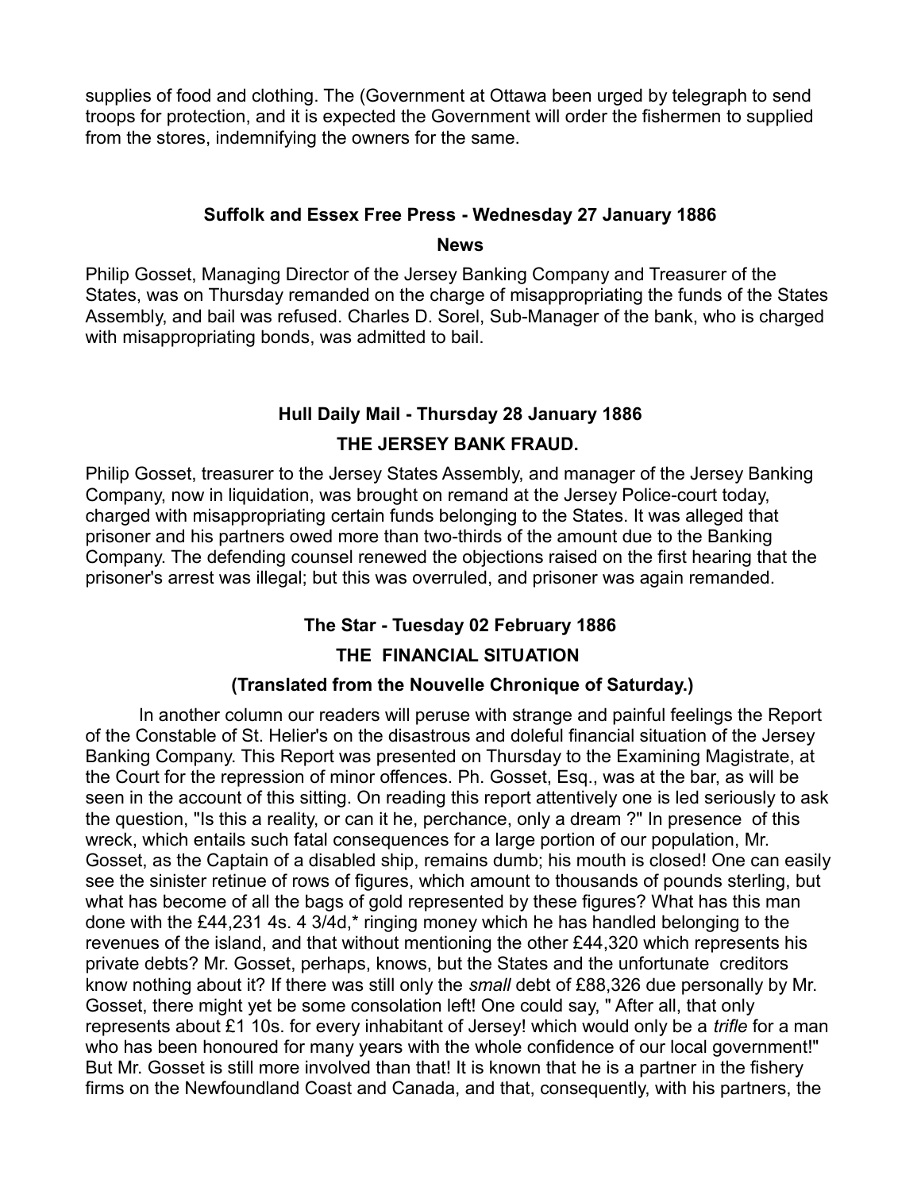supplies of food and clothing. The (Government at Ottawa been urged by telegraph to send troops for protection, and it is expected the Government will order the fishermen to supplied from the stores, indemnifying the owners for the same.

### Suffolk and Essex Free Press - Wednesday 27 January 1886

#### News

Philip Gosset, Managing Director of the Jersey Banking Company and Treasurer of the States, was on Thursday remanded on the charge of misappropriating the funds of the States Assembly, and bail was refused. Charles D. Sorel, Sub-Manager of the bank, who is charged with misappropriating bonds, was admitted to bail.

### Hull Daily Mail - Thursday 28 January 1886

#### THE JERSEY BANK FRAUD.

Philip Gosset, treasurer to the Jersey States Assembly, and manager of the Jersey Banking Company, now in liquidation, was brought on remand at the Jersey Police-court today, charged with misappropriating certain funds belonging to the States. It was alleged that prisoner and his partners owed more than two-thirds of the amount due to the Banking Company. The defending counsel renewed the objections raised on the first hearing that the prisoner's arrest was illegal; but this was overruled, and prisoner was again remanded.

### The Star - Tuesday 02 February 1886

#### THE FINANCIAL SITUATION

#### (Translated from the Nouvelle Chronique of Saturday.)

In another column our readers will peruse with strange and painful feelings the Report of the Constable of St. Helier's on the disastrous and doleful financial situation of the Jersey Banking Company. This Report was presented on Thursday to the Examining Magistrate, at the Court for the repression of minor offences. Ph. Gosset, Esq., was at the bar, as will be seen in the account of this sitting. On reading this report attentively one is led seriously to ask the question, "Is this a reality, or can it he, perchance, only a dream ?" In presence of this wreck, which entails such fatal consequences for a large portion of our population, Mr. Gosset, as the Captain of a disabled ship, remains dumb; his mouth is closed! One can easily see the sinister retinue of rows of figures, which amount to thousands of pounds sterling, but what has become of all the bags of gold represented by these figures? What has this man done with the £44,231 4s. 4 3/4d,* ringing money which he has handled belonging to the revenues of the island, and that without mentioning the other £44,320 which represents his private debts? Mr. Gosset, perhaps, knows, but the States and the unfortunate creditors know nothing about it? If there was still only the *small* debt of £88,326 due personally by Mr. Gosset, there might yet be some consolation left! One could say, " After all, that only represents about £1 10s. for every inhabitant of Jersey! which would only be a *trifle* for a man who has been honoured for many years with the whole confidence of our local government!" But Mr. Gosset is still more involved than that! It is known that he is a partner in the fishery firms on the Newfoundland Coast and Canada, and that, consequently, with his partners, the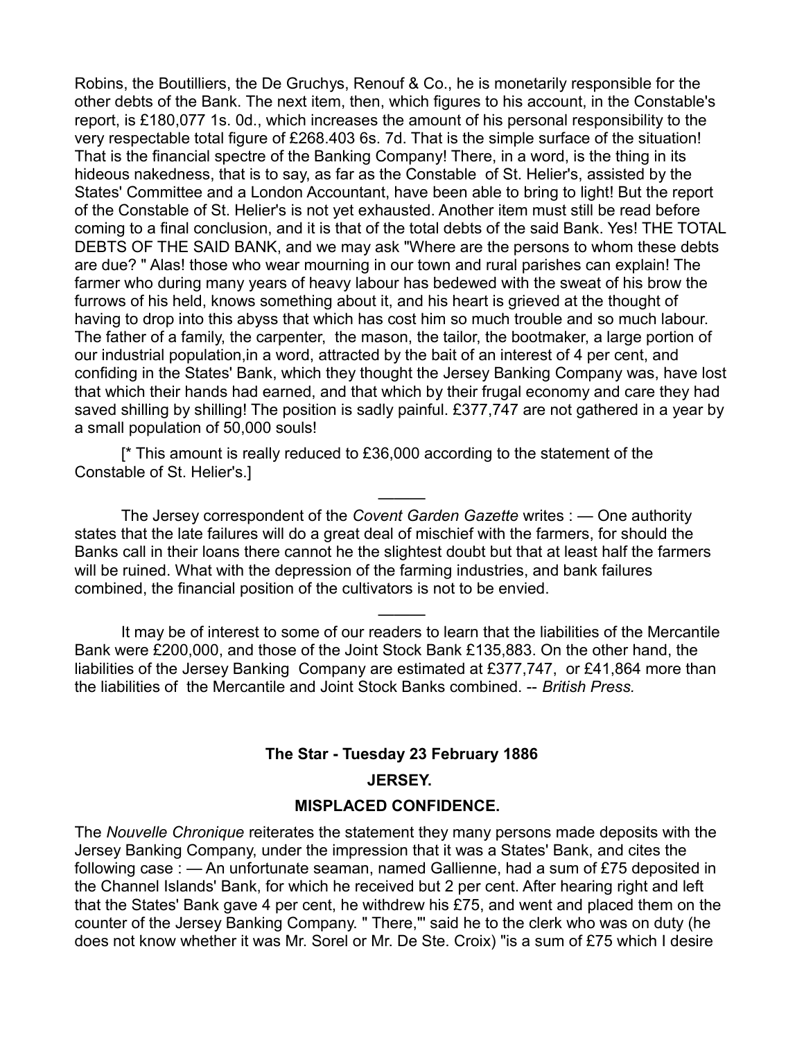Robins, the Boutilliers, the De Gruchys, Renouf & Co., he is monetarily responsible for the other debts of the Bank. The next item, then, which figures to his account, in the Constable's report, is £180,077 1s. 0d., which increases the amount of his personal responsibility to the very respectable total figure of £268.403 6s. 7d. That is the simple surface of the situation! That is the financial spectre of the Banking Company! There, in a word, is the thing in its hideous nakedness, that is to say, as far as the Constable of St. Helier's, assisted by the States' Committee and a London Accountant, have been able to bring to light! But the report of the Constable of St. Helier's is not yet exhausted. Another item must still be read before coming to a final conclusion, and it is that of the total debts of the said Bank. Yes! THE TOTAL DEBTS OF THE SAID BANK, and we may ask "Where are the persons to whom these debts are due? " Alas! those who wear mourning in our town and rural parishes can explain! The farmer who during many years of heavy labour has bedewed with the sweat of his brow the furrows of his held, knows something about it, and his heart is grieved at the thought of having to drop into this abyss that which has cost him so much trouble and so much labour. The father of a family, the carpenter, the mason, the tailor, the bootmaker, a large portion of our industrial population,in a word, attracted by the bait of an interest of 4 per cent, and confiding in the States' Bank, which they thought the Jersey Banking Company was, have lost that which their hands had earned, and that which by their frugal economy and care they had saved shilling by shilling! The position is sadly painful. £377,747 are not gathered in a year by a small population of 50,000 souls!

[* This amount is really reduced to £36,000 according to the statement of the Constable of St. Helier's.]

———

The Jersey correspondent of the *Covent Garden Gazette* writes : — One authority states that the late failures will do a great deal of mischief with the farmers, for should the Banks call in their loans there cannot he the slightest doubt but that at least half the farmers will be ruined. What with the depression of the farming industries, and bank failures combined, the financial position of the cultivators is not to be envied.

———

It may be of interest to some of our readers to learn that the liabilities of the Mercantile Bank were £200,000, and those of the Joint Stock Bank £135,883. On the other hand, the liabilities of the Jersey Banking Company are estimated at £377,747, or £41,864 more than the liabilities of the Mercantile and Joint Stock Banks combined. -- *British Press.*

**The Star - Tuesday 23 February 1886**

**JERSEY.**

**MISPLACED CONFIDENCE.**

The *Nouvelle Chronique* reiterates the statement they many persons made deposits with the Jersey Banking Company, under the impression that it was a States' Bank, and cites the following case : — An unfortunate seaman, named Gallienne, had a sum of £75 deposited in the Channel Islands' Bank, for which he received but 2 per cent. After hearing right and left that the States' Bank gave 4 per cent, he withdrew his £75, and went and placed them on the counter of the Jersey Banking Company. " There,"' said he to the clerk who was on duty (he does not know whether it was Mr. Sorel or Mr. De Ste. Croix) "is a sum of £75 which I desire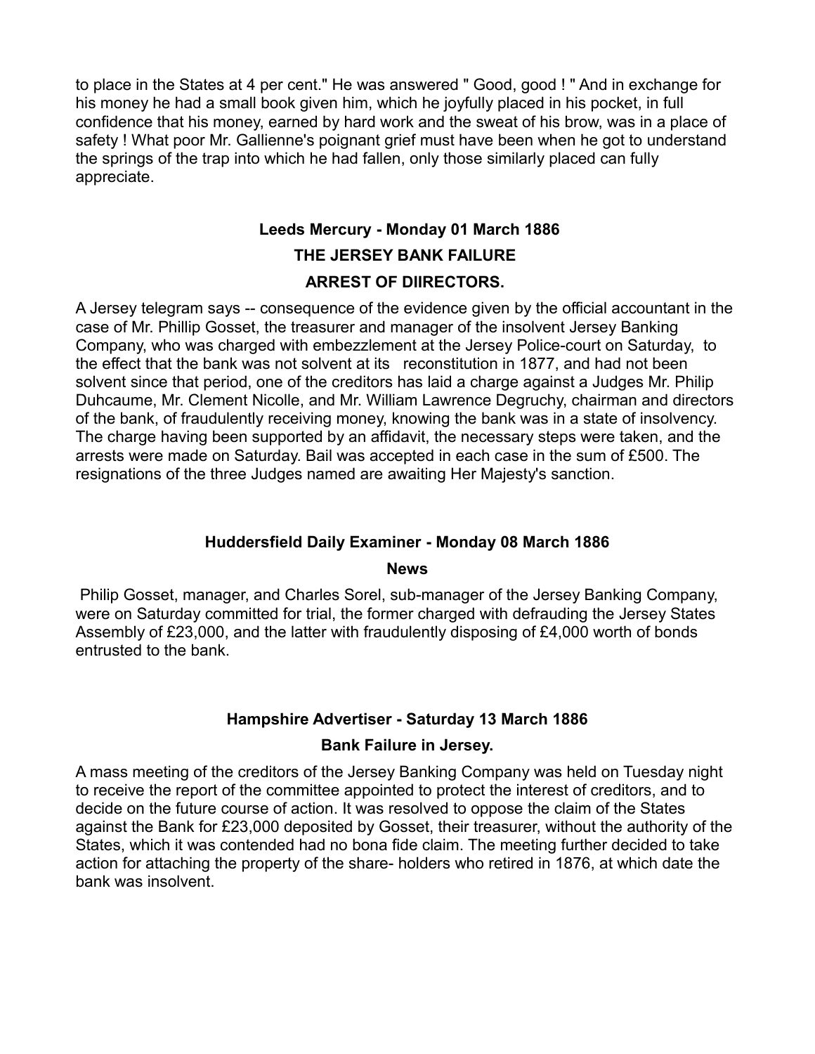to place in the States at 4 per cent." He was answered " Good, good ! " And in exchange for his money he had a small book given him, which he joyfully placed in his pocket, in full confidence that his money, earned by hard work and the sweat of his brow, was in a place of safety ! What poor Mr. Gallienne's poignant grief must have been when he got to understand the springs of the trap into which he had fallen, only those similarly placed can fully appreciate.

### Leeds Mercury - Monday 01 March 1886

### THE JERSEY BANK FAILURE

### ARREST OF DIIRECTORS.

A Jersey telegram says -- consequence of the evidence given by the official accountant in the case of Mr. Phillip Gosset, the treasurer and manager of the insolvent Jersey Banking Company, who was charged with embezzlement at the Jersey Police-court on Saturday, to the effect that the bank was not solvent at its reconstitution in 1877, and had not been solvent since that period, one of the creditors has laid a charge against a Judges Mr. Philip Duhcaume, Mr. Clement Nicolle, and Mr. William Lawrence Degruchy, chairman and directors of the bank, of fraudulently receiving money, knowing the bank was in a state of insolvency. The charge having been supported by an affidavit, the necessary steps were taken, and the arrests were made on Saturday. Bail was accepted in each case in the sum of £500. The resignations of the three Judges named are awaiting Her Majesty's sanction.

### Huddersfield Daily Examiner - Monday 08 March 1886

### News

Philip Gosset, manager, and Charles Sorel, sub-manager of the Jersey Banking Company, were on Saturday committed for trial, the former charged with defrauding the Jersey States Assembly of £23,000, and the latter with fraudulently disposing of £4,000 worth of bonds entrusted to the bank.

### Hampshire Advertiser - Saturday 13 March 1886

### Bank Failure in Jersey.

A mass meeting of the creditors of the Jersey Banking Company was held on Tuesday night to receive the report of the committee appointed to protect the interest of creditors, and to decide on the future course of action. It was resolved to oppose the claim of the States against the Bank for £23,000 deposited by Gosset, their treasurer, without the authority of the States, which it was contended had no bona fide claim. The meeting further decided to take action for attaching the property of the share- holders who retired in 1876, at which date the bank was insolvent.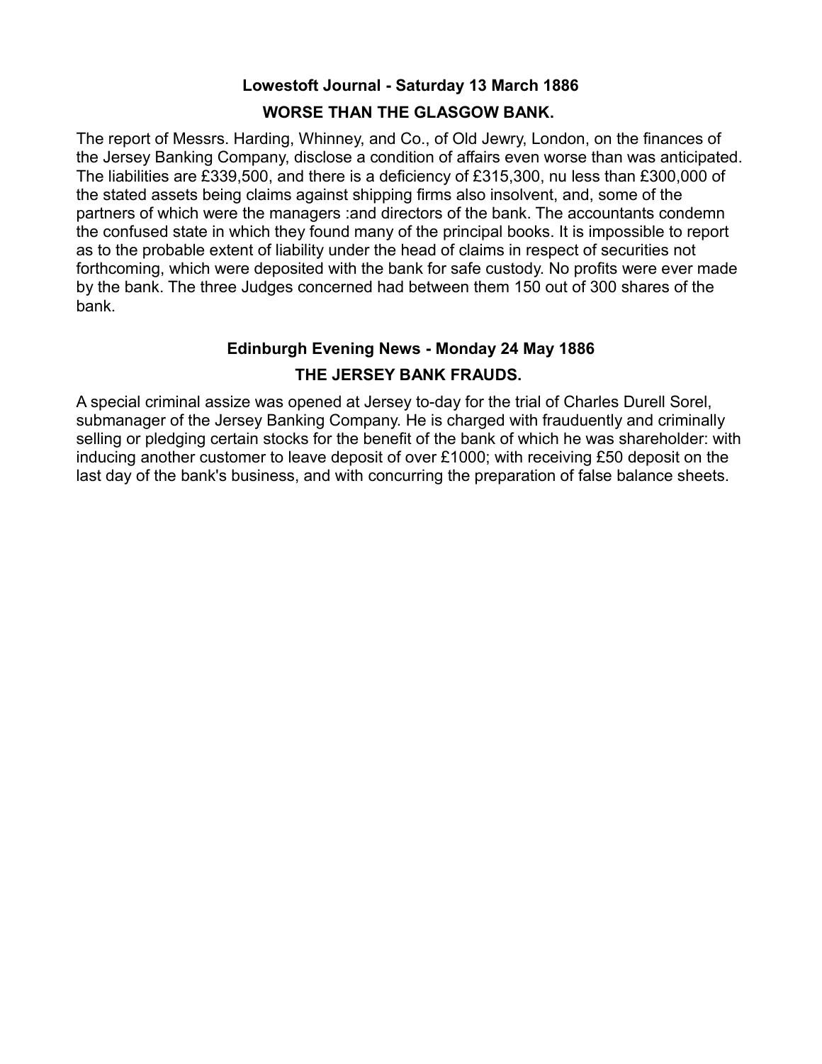### Lowestoft Journal - Saturday 13 March 1886

### WORSE THAN THE GLASGOW BANK.

The report of Messrs. Harding, Whinney, and Co., of Old Jewry, London, on the finances of the Jersey Banking Company, disclose a condition of affairs even worse than was anticipated. The liabilities are £339,500, and there is a deficiency of £315,300, nu less than £300,000 of the stated assets being claims against shipping firms also insolvent, and, some of the partners of which were the managers :and directors of the bank. The accountants condemn the confused state in which they found many of the principal books. It is impossible to report as to the probable extent of liability under the head of claims in respect of securities not forthcoming, which were deposited with the bank for safe custody. No profits were ever made by the bank. The three Judges concerned had between them 150 out of 300 shares of the bank.

### Edinburgh Evening News - Monday 24 May 1886

### THE JERSEY BANK FRAUDS.

A special criminal assize was opened at Jersey to-day for the trial of Charles Durell Sorel, submanager of the Jersey Banking Company. He is charged with frauduently and criminally selling or pledging certain stocks for the benefit of the bank of which he was shareholder: with inducing another customer to leave deposit of over £1000; with receiving £50 deposit on the last day of the bank's business, and with concurring the preparation of false balance sheets.